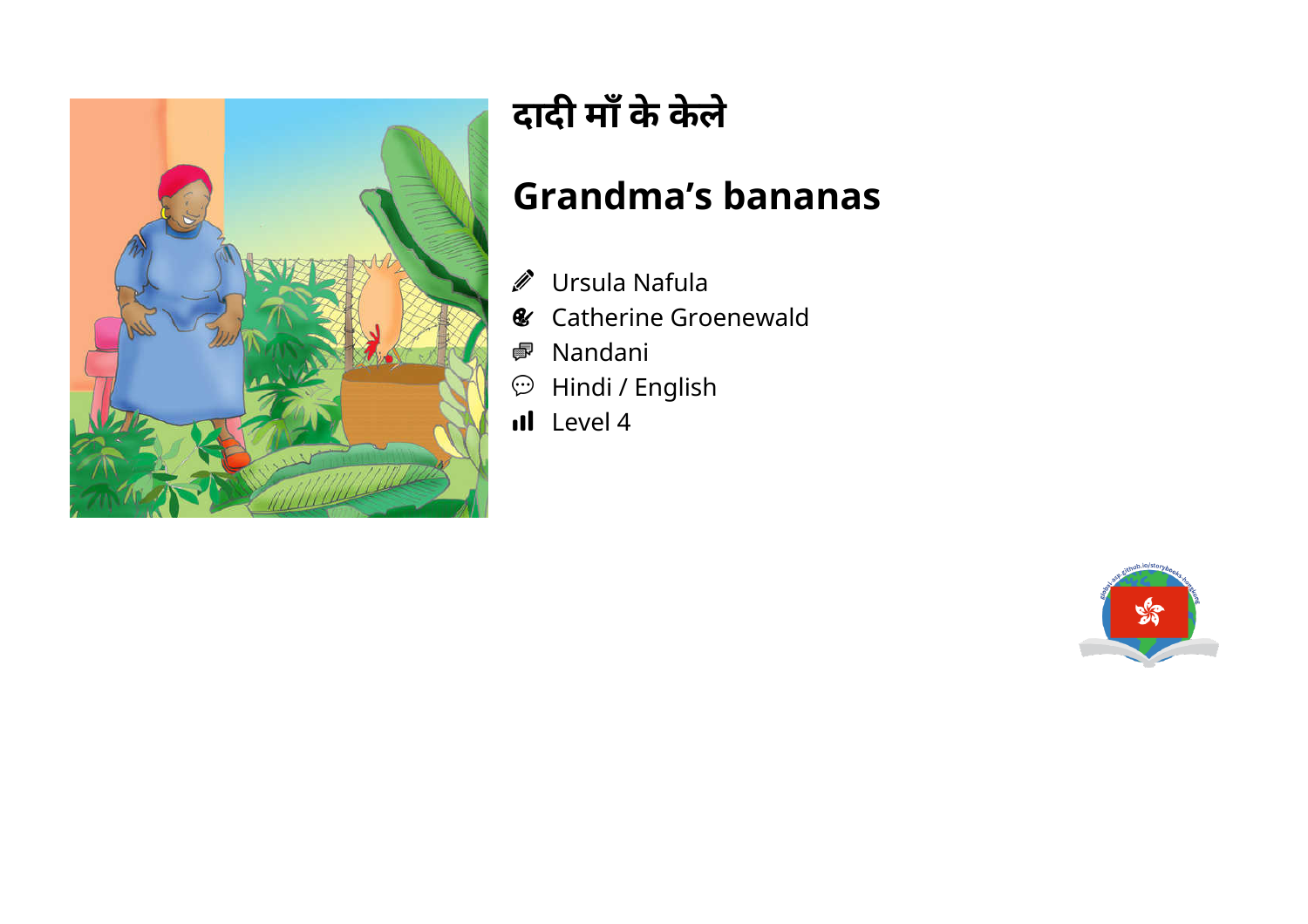# दादी माँ के केले

## Grandma's bananas

- Ursula Nafula
- Catherine Groenewald
- Nandani
- Hindi / English
- Level 4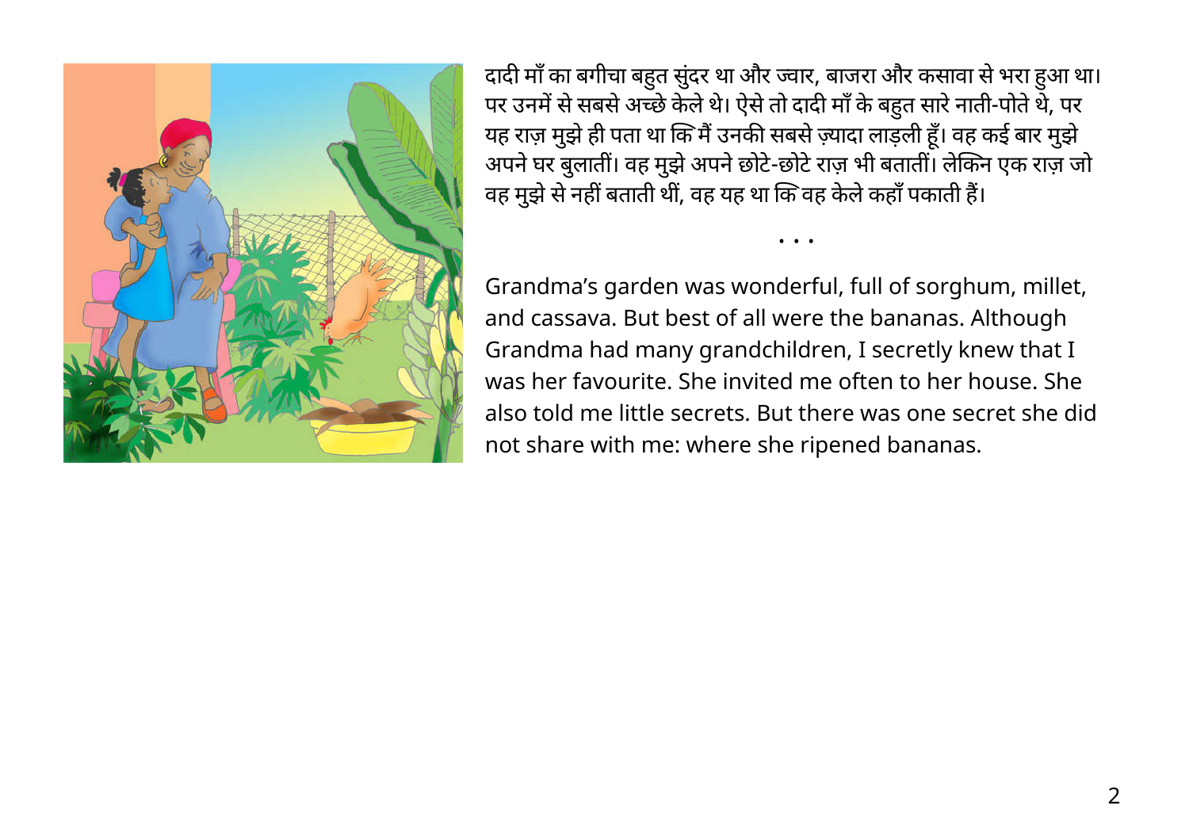दादी माँ का बगीचा बहुत सुंदर था और ज्वार, बाजरा और कसावा से भरा हुआ था। पर उनमें से सबसे अच्छे केले थे। ऐसे तो दादी माँ के बहुत सारे नाती-पोते थे, पर यह राज़ मुझे ही पता था कि मैं उनकी सबसे ज़्यादा लाड़ली हूँ। वह कई बार मुझे अपने घर बुलातीं। वह मुझे अपने छोटे-छोटे राज़ भी बतातीं। लेकिन एक राज़ जो वह मुझे से नहीं बताती थीं, वह यह था कि वह केले कहाँ पकाती हैं।

• • •

Grandma's garden was wonderful, full of sorghum, millet, and cassava. But best of all were the bananas. Although Grandma had many grandchildren, I secretly knew that I was her favourite. She invited me often to her house. She also told me little secrets. But there was one secret she did not share with me: where she ripened bananas.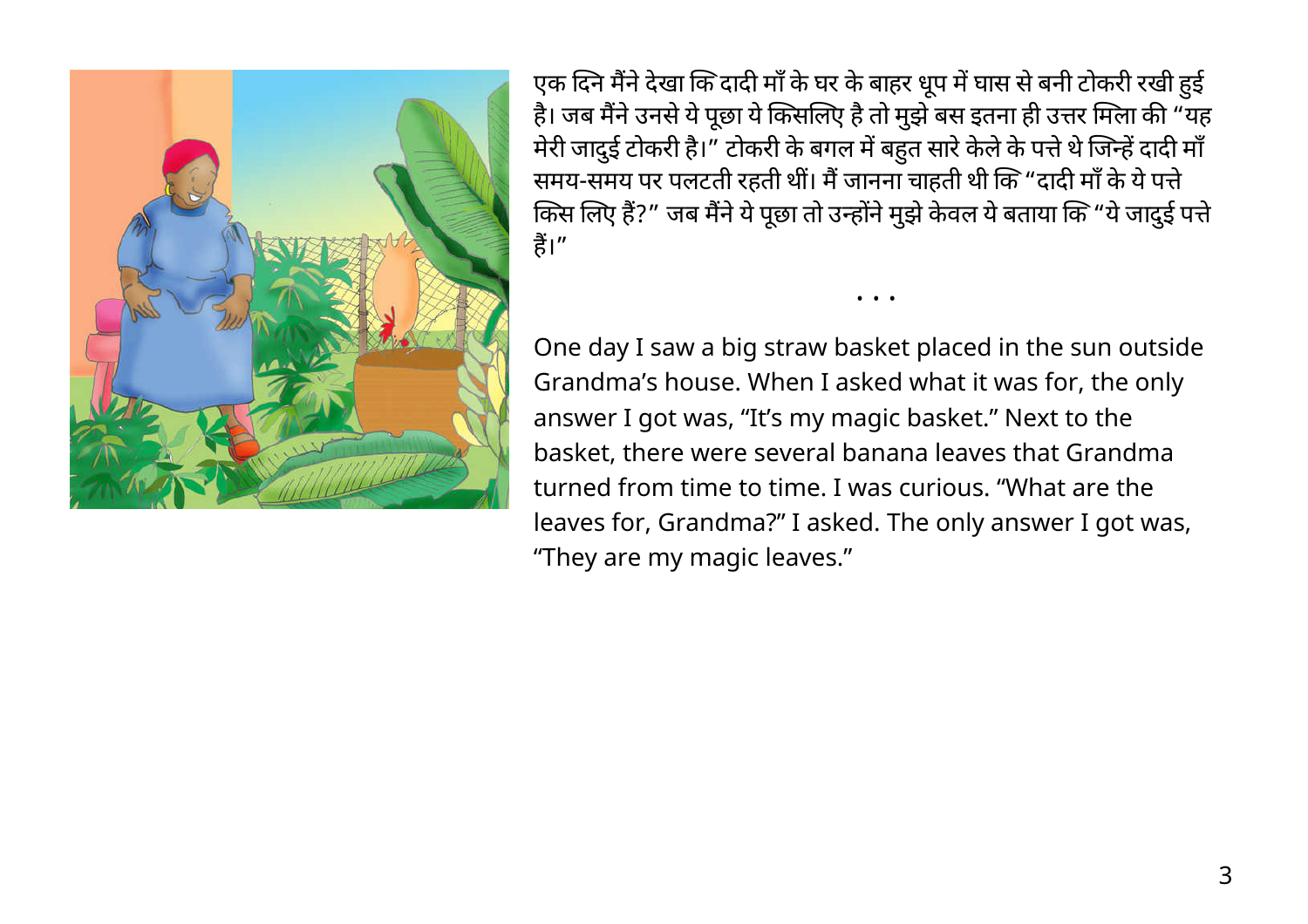एक दिन मैंने देखा कि दादी माँ के घर के बाहर धूप में घास से बनी टोकरी रखी हुई है। जब मैंने उनसे ये पूछा ये किसलिए है तो मुझे बस इतना ही उत्तर मिला की “यह मेरी जादुई टोकरी है।” टोकरी के बगल में बहुत सारे केले के पत्ते थे जिन्हें दादी माँ समय-समय पर पलटती रहती थीं। मैं जानना चाहती थी कि “दादी माँ के ये पत्ते किस लिए हैं?” जब मैंने ये पूछा तो उन्होंने मुझे केवल ये बताया कि “ये जादुई पत्ते हैं।”

• • •

One day I saw a big straw basket placed in the sun outside Grandma’s house. When I asked what it was for, the only answer I got was, “It’s my magic basket.” Next to the basket, there were several banana leaves that Grandma turned from time to time. I was curious. “What are the leaves for, Grandma?” I asked. The only answer I got was, “They are my magic leaves.”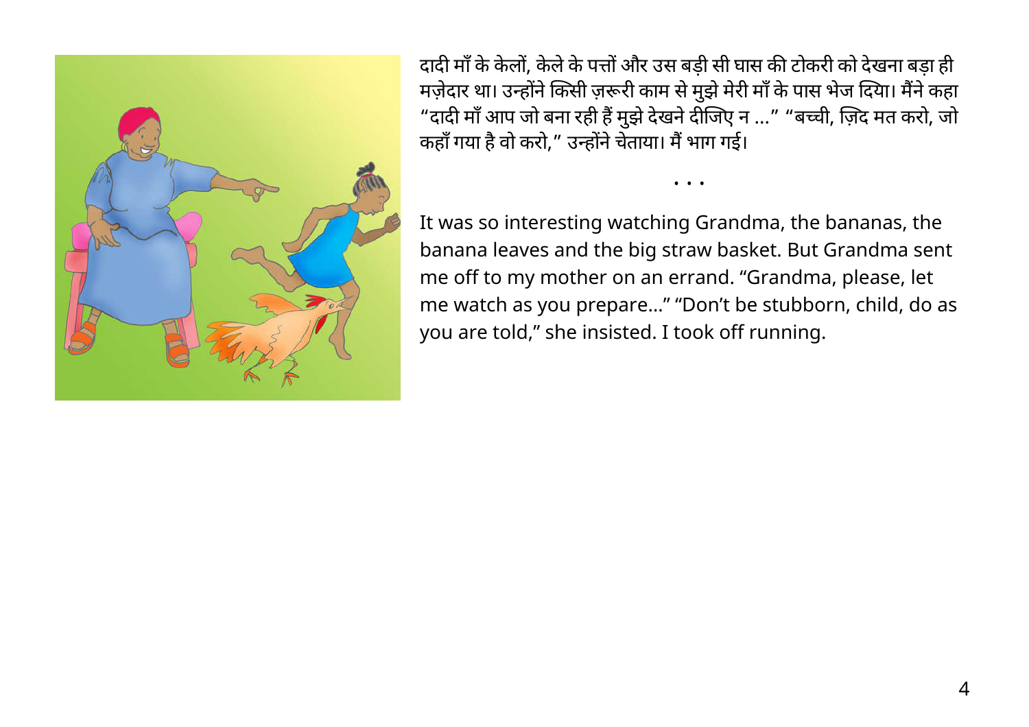दादी माँ के केलों, केले के पत्तों और उस बड़ी सी घास की टोकरी को देखना बड़ा ही मज़ेदार था। उन्होंने किसी ज़रूरी काम से मुझे मेरी माँ के पास भेज दिया। मैंने कहा “दादी माँ आप जो बना रही हैं मुझे देखने दीजिए न ...” “बच्ची, ज़िद मत करो, जो कहाँ गया है वो करो,” उन्होंने चेताया। मैं भाग गई।

• • •

It was so interesting watching Grandma, the bananas, the banana leaves and the big straw basket. But Grandma sent me off to my mother on an errand. “Grandma, please, let me watch as you prepare...” “Don’t be stubborn, child, do as you are told,” she insisted. I took off running.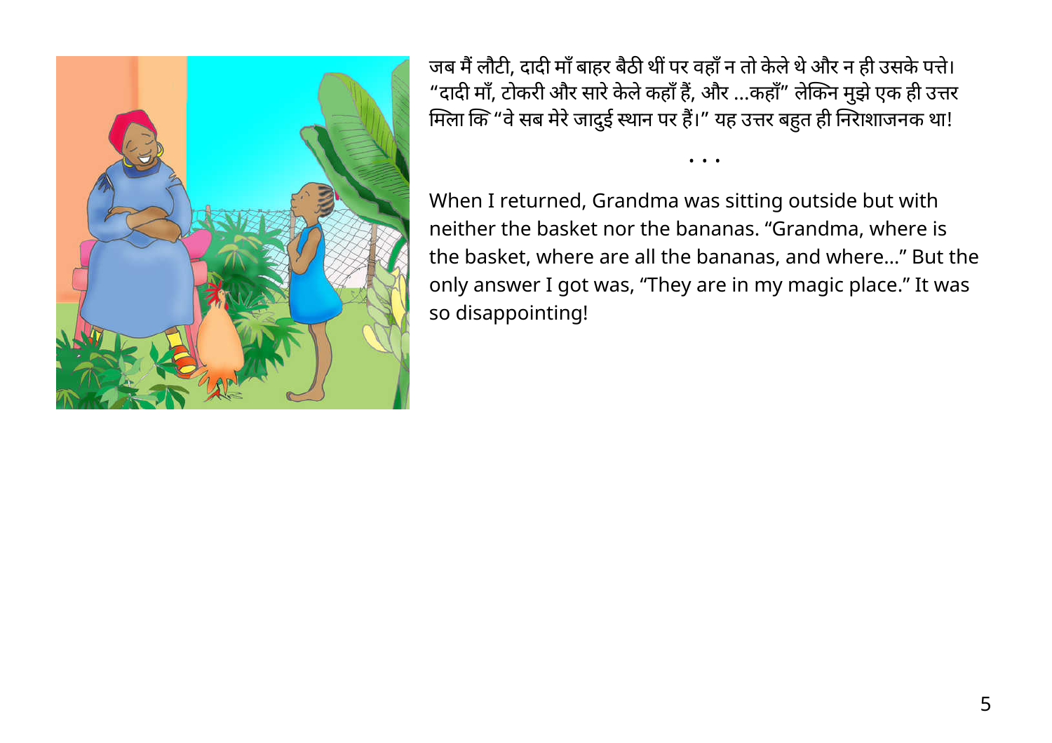जब मैं लौटी, दादी माँ बाहर बैठी थीं पर वहाँ न तो केले थे और न ही उसके पत्ते। “दादी माँ, टोकरी और सारे केले कहाँ हैं, और ...कहाँ” लेकिन मुझे एक ही उत्तर मिला कि “वे सब मेरे जादुई स्थान पर हैं।” यह उत्तर बहुत ही निराशाजनक था!

• • •

When I returned, Grandma was sitting outside but with neither the basket nor the bananas. “Grandma, where is the basket, where are all the bananas, and where...” But the only answer I got was, “They are in my magic place.” It was so disappointing!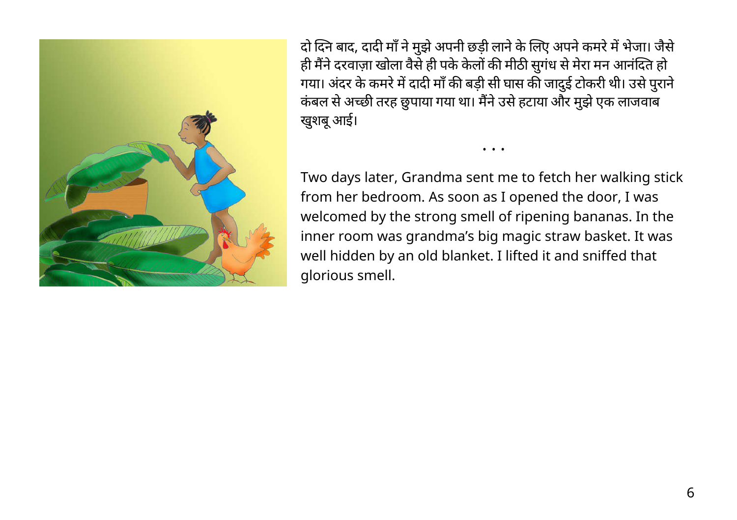दो दिन बाद, दादी माँ ने मुझे अपनी छड़ी लाने के लिए अपने कमरे में भेजा। जैसे ही मैंने दरवाज़ा खोला वैसे ही पके केलों की मीठी सुगंध से मेरा मन आनंदित हो गया। अंदर के कमरे में दादी माँ की बड़ी सी घास की जादुई टोकरी थी। उसे पुराने कंबल से अच्छी तरह छुपाया गया था। मैंने उसे हटाया और मुझे एक लाजवाब खुशबू आई।

• • •

Two days later, Grandma sent me to fetch her walking stick from her bedroom. As soon as I opened the door, I was welcomed by the strong smell of ripening bananas. In the inner room was grandma's big magic straw basket. It was well hidden by an old blanket. I lifted it and sniffed that glorious smell.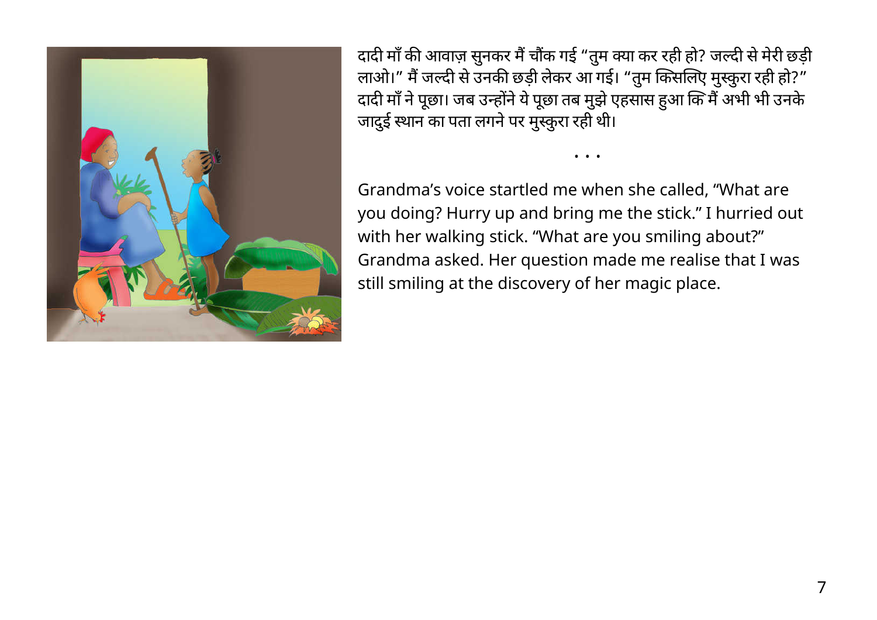दादी माँ की आवाज़ सुनकर मैं चौंक गई "तुम क्या कर रही हो? जल्दी से मेरी छड़ी लाओ।" मैं जल्दी से उनकी छड़ी लेकर आ गई। "तुम किसलिए मुस्कुरा रही हो?" दादी माँ ने पूछा। जब उन्होंने ये पूछा तब मुझे एहसास हुआ कि मैं अभी भी उनके जादुई स्थान का पता लगने पर मुस्कुरा रही थी।

• • •

Grandma's voice startled me when she called, "What are you doing? Hurry up and bring me the stick." I hurried out with her walking stick. "What are you smiling about?" Grandma asked. Her question made me realise that I was still smiling at the discovery of her magic place.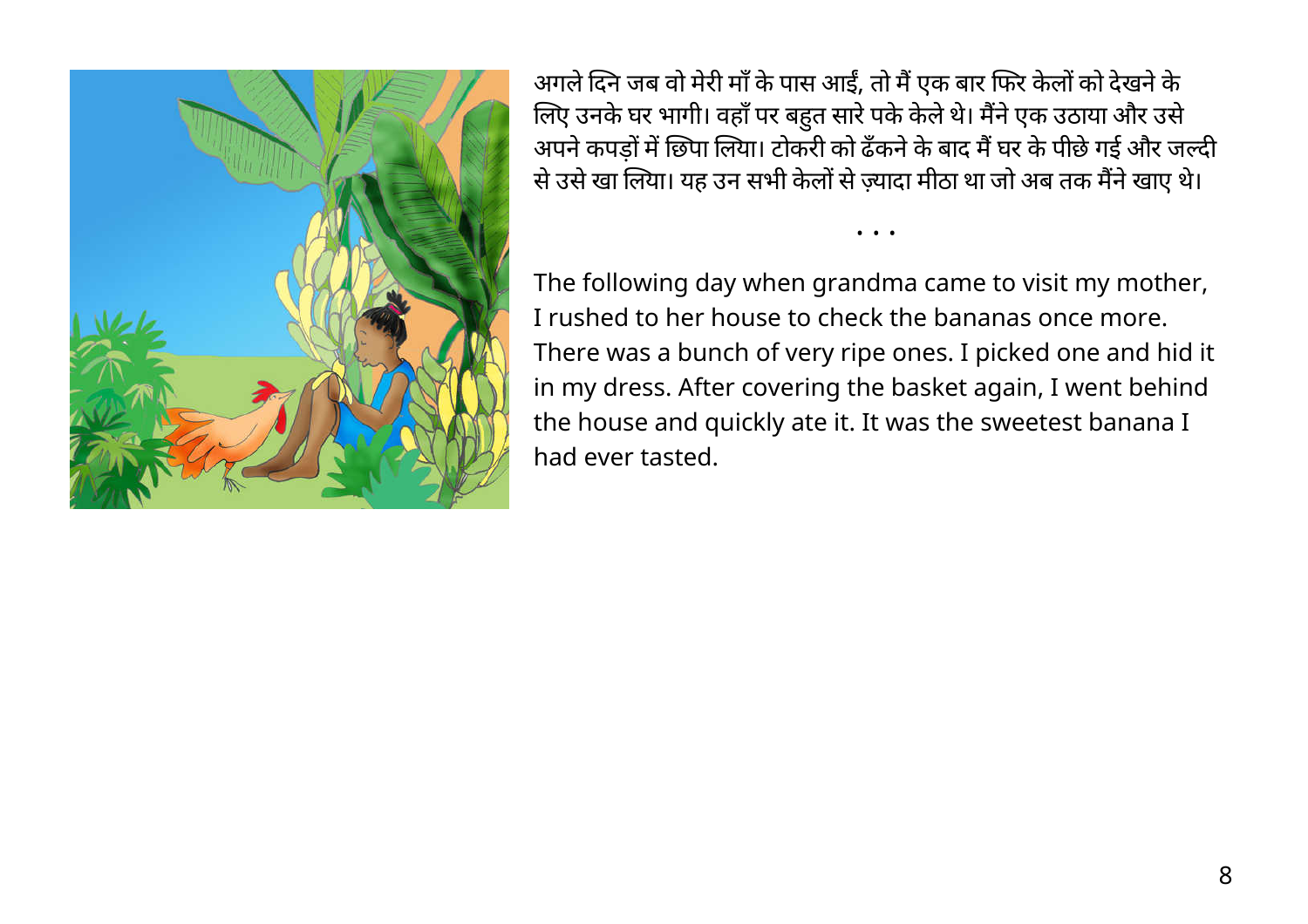अगले दिन जब वो मेरी माँ के पास आईं, तो मैं एक बार फिर केलों को देखने के लिए उनके घर भागी। वहाँ पर बहुत सारे पके केले थे। मैंने एक उठाया और उसे अपने कपड़ों में छिपा लिया। टोकरी को ढँकने के बाद मैं घर के पीछे गई और जल्दी से उसे खा लिया। यह उन सभी केलों से ज़्यादा मीठा था जो अब तक मैंने खाए थे।

• • •

The following day when grandma came to visit my mother, I rushed to her house to check the bananas once more. There was a bunch of very ripe ones. I picked one and hid it in my dress. After covering the basket again, I went behind the house and quickly ate it. It was the sweetest banana I had ever tasted.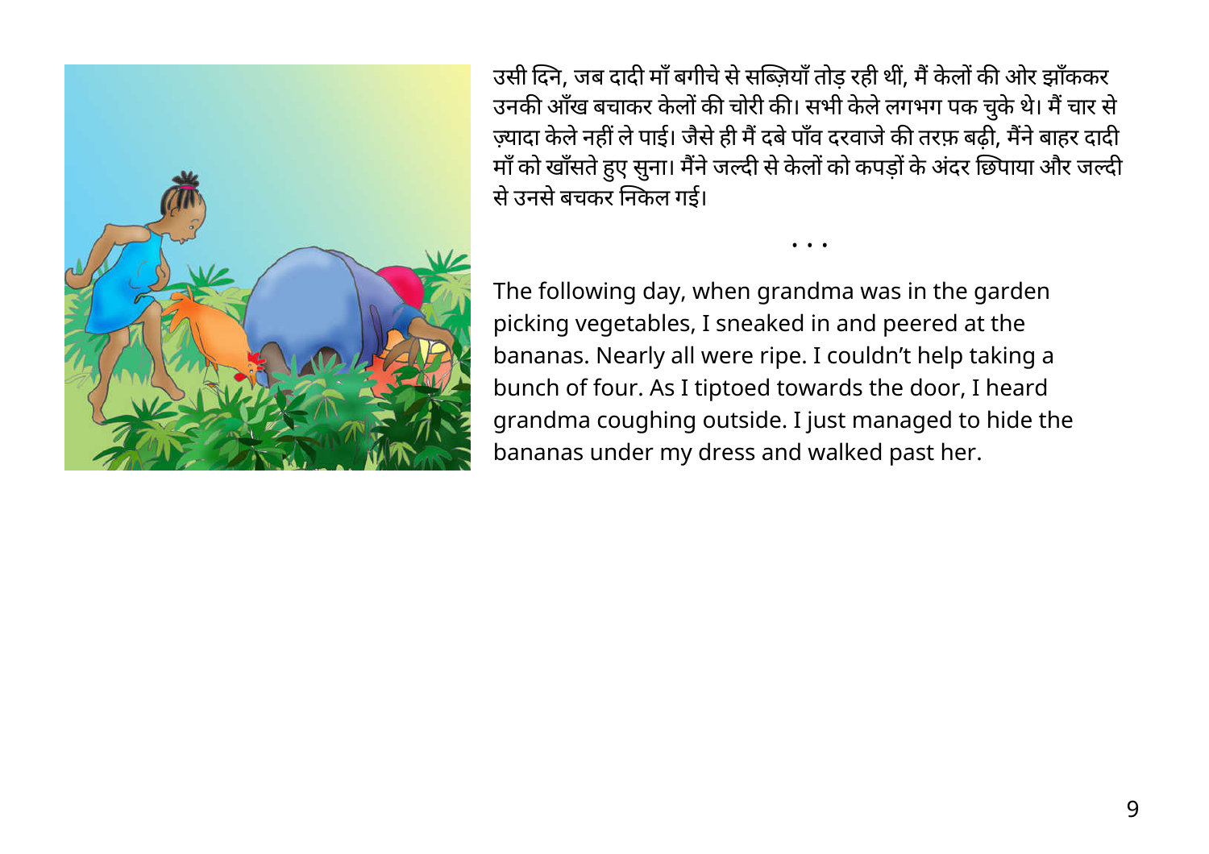उसी दिन, जब दादी माँ बगीचे से सब्ज़ियाँ तोड़ रही थीं, मैं केलों की ओर झाँककर उनकी आँख बचाकर केलों की चोरी की। सभी केले लगभग पक चुके थे। मैं चार से ज़्यादा केले नहीं ले पाई। जैसे ही मैं दबे पाँव दरवाजे की तरफ़ बढ़ी, मैंने बाहर दादी माँ को खाँसते हुए सुना। मैंने जल्दी से केलों को कपड़ों के अंदर छिपाया और जल्दी से उनसे बचकर निकल गई।

• • •

The following day, when grandma was in the garden picking vegetables, I sneaked in and peered at the bananas. Nearly all were ripe. I couldn't help taking a bunch of four. As I tiptoed towards the door, I heard grandma coughing outside. I just managed to hide the bananas under my dress and walked past her.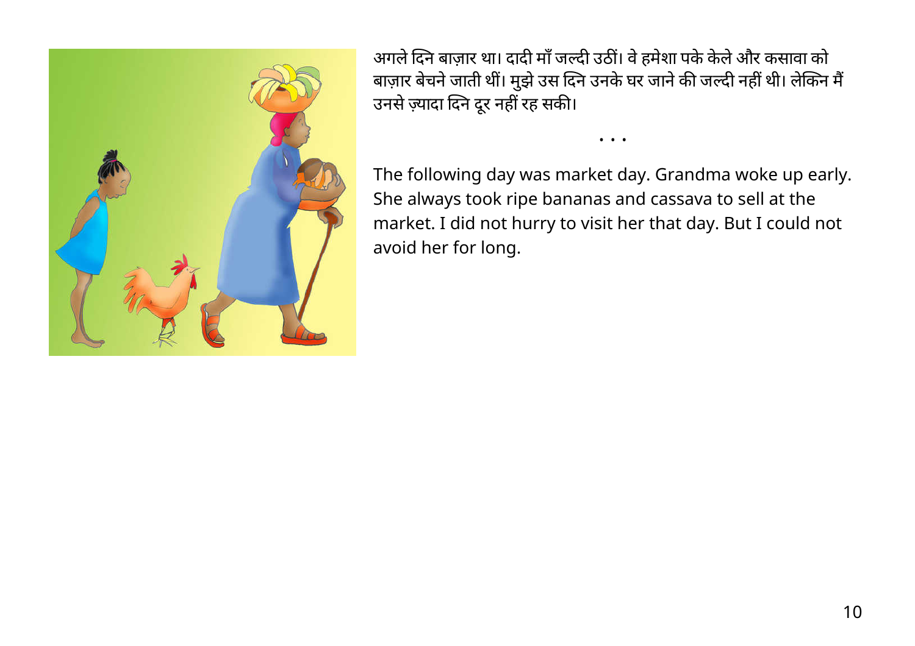अगले दिन बाज़ार था। दादी माँ जल्दी उठीं। वे हमेशा पके केले और कसावा को बाज़ार बेचने जाती थीं। मुझे उस दिन उनके घर जाने की जल्दी नहीं थी। लेकिन मैं उनसे ज़्यादा दिन दूर नहीं रह सकी।

• • •

The following day was market day. Grandma woke up early. She always took ripe bananas and cassava to sell at the market. I did not hurry to visit her that day. But I could not avoid her for long.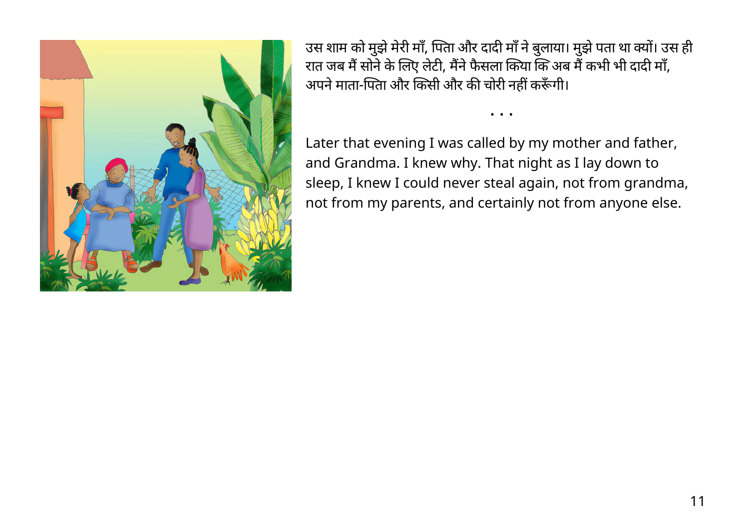उस शाम को मुझे मेरी माँ, पिता और दादी माँ ने बुलाया। मुझे पता था क्यों। उस ही रात जब मैं सोने के लिए लेटी, मैंने फैसला किया कि अब मैं कभी भी दादी माँ, अपने माता-पिता और किसी और की चोरी नहीं करूँगी।

• • •

Later that evening I was called by my mother and father, and Grandma. I knew why. That night as I lay down to sleep, I knew I could never steal again, not from grandma, not from my parents, and certainly not from anyone else.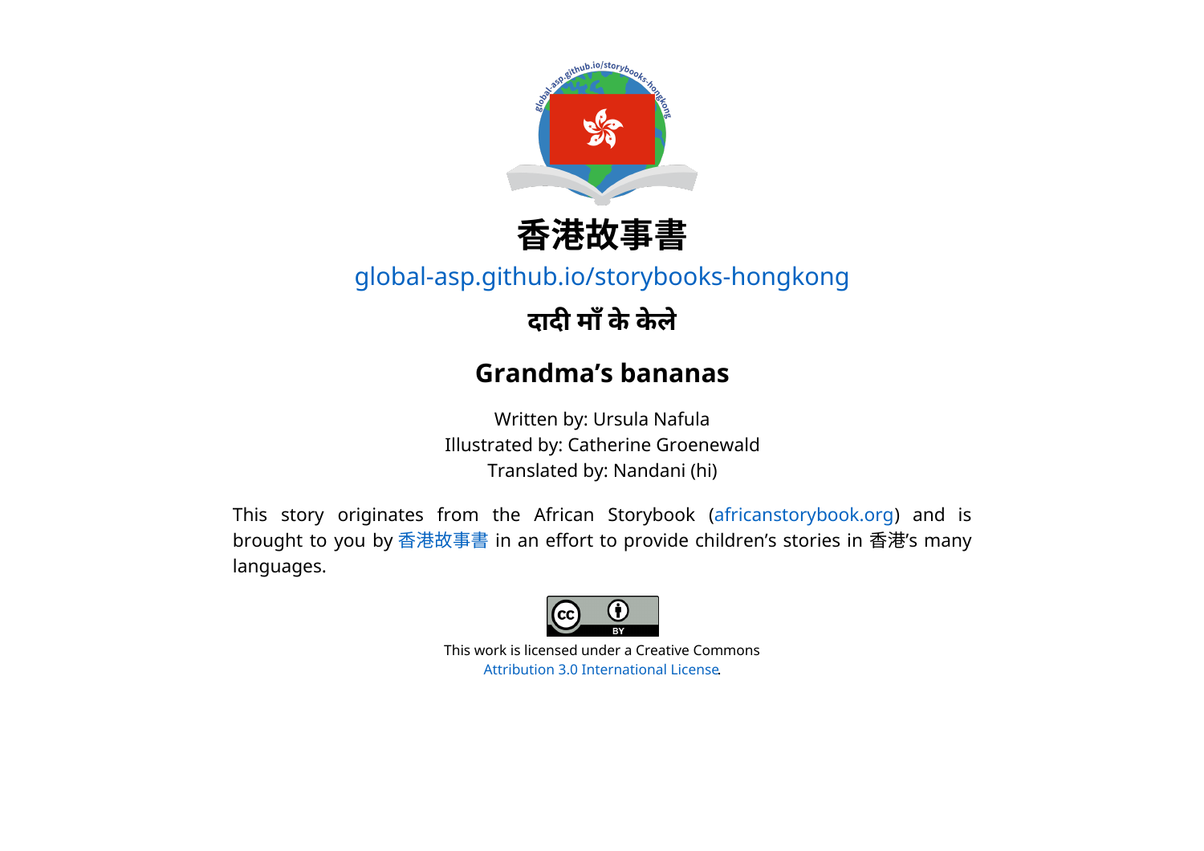# 香港故事書

global-asp.github.io/storybooks-hongkong

## दादी माँ के केले

## Grandma’s bananas

Written by: Ursula Nafula
Illustrated by: Catherine Groenewald
Translated by: Nandani (hi)

This story originates from the African Storybook (africanstorybook.org) and is brought to you by 香港故事書 in an effort to provide children’s stories in 香港’s many languages.

This work is licensed under a Creative Commons Attribution 3.0 International License.